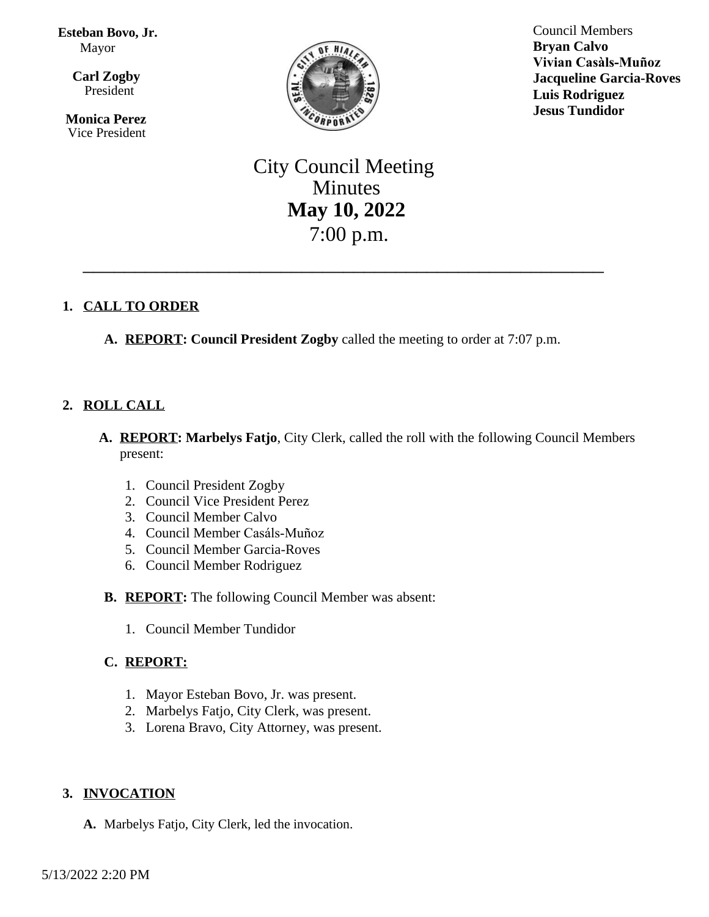**Esteban Bovo, Jr.**
Mayor

**Carl Zogby**
President

**Monica Perez**
Vice President

Council Members
**Bryan Calvo**
**Vivian Casàls-Muñoz**
**Jacqueline Garcia-Roves**
**Luis Rodriguez**
**Jesus Tundidor**

# City Council Meeting Minutes
## May 10, 2022
7:00 p.m.

---

1. **CALL TO ORDER**

   A. **REPORT: Council President Zogby** called the meeting to order at 7:07 p.m.

2. **ROLL CALL**

   A. **REPORT: Marbelys Fatjo**, City Clerk, called the roll with the following Council Members present:

      1. Council President Zogby
      2. Council Vice President Perez
      3. Council Member Calvo
      4. Council Member Casáls-Muñoz
      5. Council Member Garcia-Roves
      6. Council Member Rodriguez

   B. **REPORT:** The following Council Member was absent:

      1. Council Member Tundidor

   C. **REPORT:**

      1. Mayor Esteban Bovo, Jr. was present.
      2. Marbelys Fatjo, City Clerk, was present.
      3. Lorena Bravo, City Attorney, was present.

3. **INVOCATION**

   A. Marbelys Fatjo, City Clerk, led the invocation.

5/13/2022 2:20 PM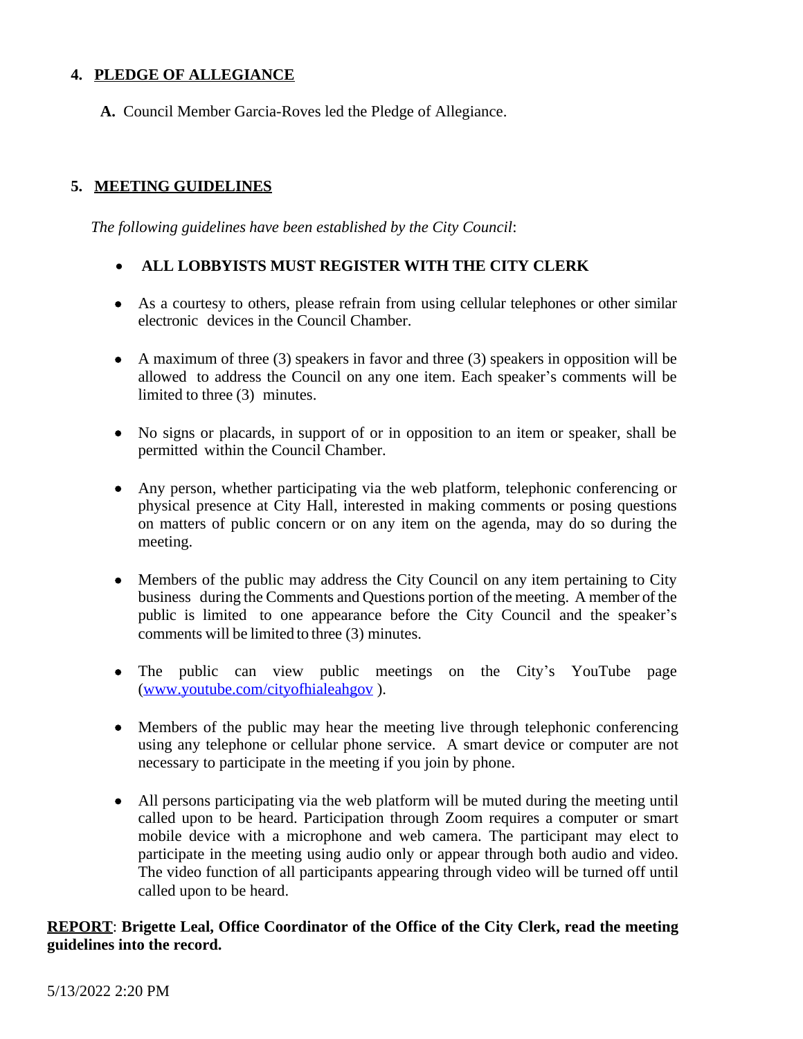## 4. PLEDGE OF ALLEGIANCE

**A.** Council Member Garcia-Roves led the Pledge of Allegiance.

## 5. MEETING GUIDELINES

*The following guidelines have been established by the City Council*:

- **ALL LOBBYISTS MUST REGISTER WITH THE CITY CLERK**
- As a courtesy to others, please refrain from using cellular telephones or other similar electronic devices in the Council Chamber.
- A maximum of three (3) speakers in favor and three (3) speakers in opposition will be allowed to address the Council on any one item. Each speaker's comments will be limited to three (3) minutes.
- No signs or placards, in support of or in opposition to an item or speaker, shall be permitted within the Council Chamber.
- Any person, whether participating via the web platform, telephonic conferencing or physical presence at City Hall, interested in making comments or posing questions on matters of public concern or on any item on the agenda, may do so during the meeting.
- Members of the public may address the City Council on any item pertaining to City business during the Comments and Questions portion of the meeting. A member of the public is limited to one appearance before the City Council and the speaker's comments will be limited to three (3) minutes.
- The public can view public meetings on the City's YouTube page (www.youtube.com/cityofhialeahgov ).
- Members of the public may hear the meeting live through telephonic conferencing using any telephone or cellular phone service. A smart device or computer are not necessary to participate in the meeting if you join by phone.
- All persons participating via the web platform will be muted during the meeting until called upon to be heard. Participation through Zoom requires a computer or smart mobile device with a microphone and web camera. The participant may elect to participate in the meeting using audio only or appear through both audio and video. The video function of all participants appearing through video will be turned off until called upon to be heard.

**REPORT**: **Brigette Leal, Office Coordinator of the Office of the City Clerk, read the meeting guidelines into the record.**

5/13/2022 2:20 PM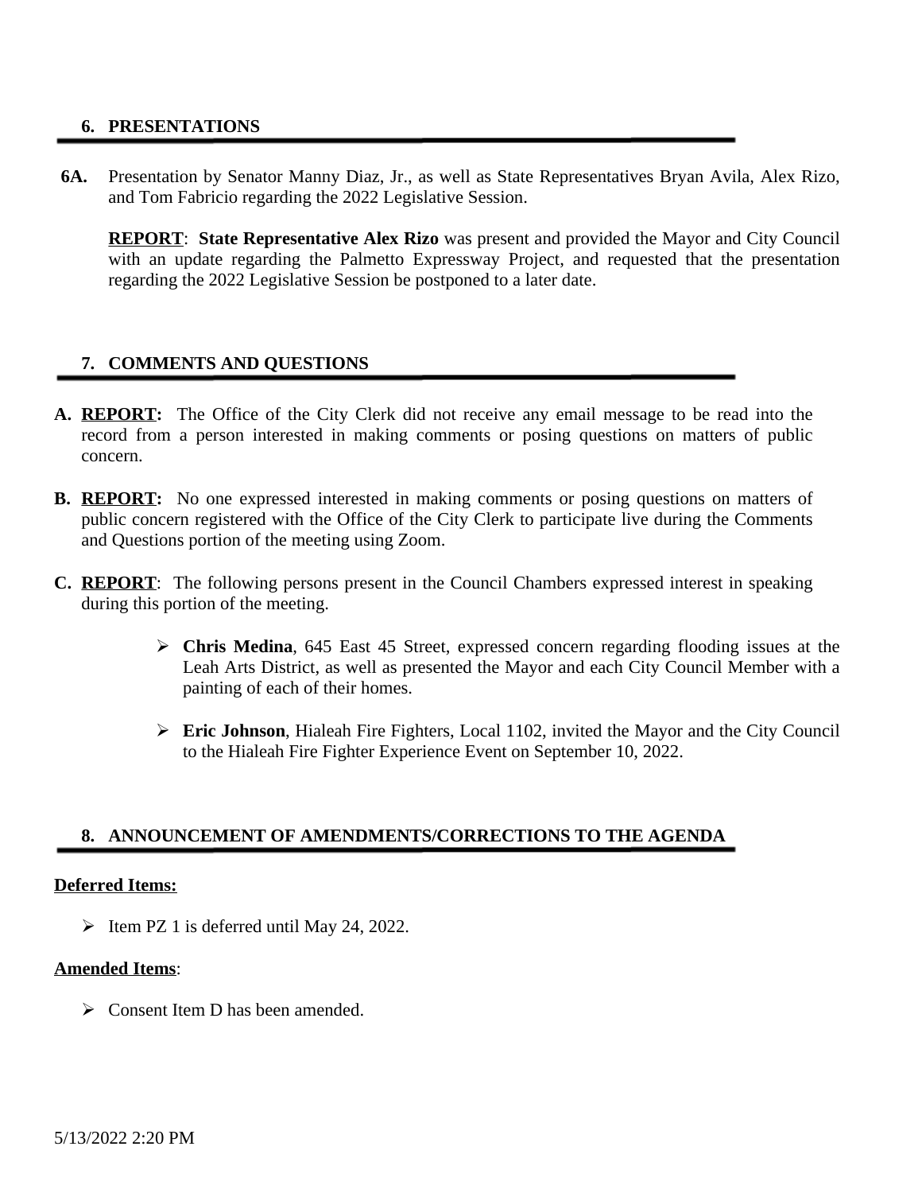## 6. PRESENTATIONS

**6A.** Presentation by Senator Manny Diaz, Jr., as well as State Representatives Bryan Avila, Alex Rizo, and Tom Fabricio regarding the 2022 Legislative Session.

**REPORT**: **State Representative Alex Rizo** was present and provided the Mayor and City Council with an update regarding the Palmetto Expressway Project, and requested that the presentation regarding the 2022 Legislative Session be postponed to a later date.

## 7. COMMENTS AND QUESTIONS

**A. REPORT:** The Office of the City Clerk did not receive any email message to be read into the record from a person interested in making comments or posing questions on matters of public concern.

**B. REPORT:** No one expressed interested in making comments or posing questions on matters of public concern registered with the Office of the City Clerk to participate live during the Comments and Questions portion of the meeting using Zoom.

**C. REPORT**: The following persons present in the Council Chambers expressed interest in speaking during this portion of the meeting.

- **Chris Medina**, 645 East 45 Street, expressed concern regarding flooding issues at the Leah Arts District, as well as presented the Mayor and each City Council Member with a painting of each of their homes.
- **Eric Johnson**, Hialeah Fire Fighters, Local 1102, invited the Mayor and the City Council to the Hialeah Fire Fighter Experience Event on September 10, 2022.

## 8. ANNOUNCEMENT OF AMENDMENTS/CORRECTIONS TO THE AGENDA

**Deferred Items:**

- Item PZ 1 is deferred until May 24, 2022.

**Amended Items**:

- Consent Item D has been amended.

5/13/2022 2:20 PM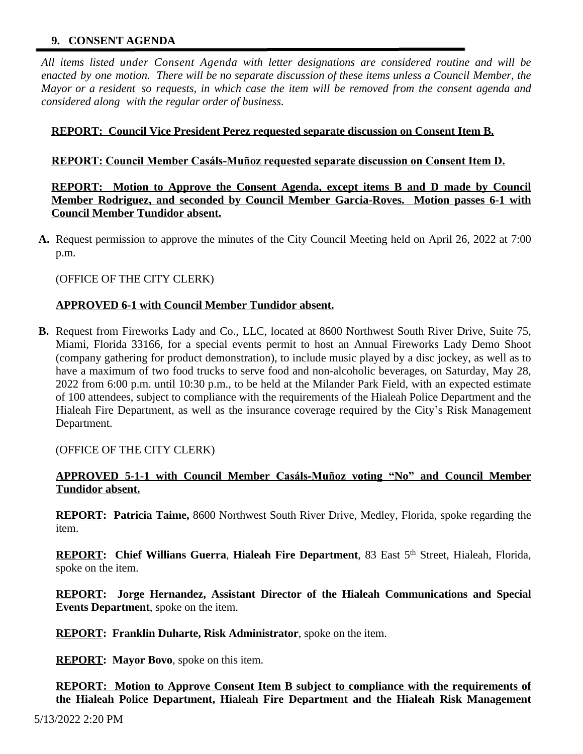## 9. CONSENT AGENDA

*All items listed under Consent Agenda with letter designations are considered routine and will be enacted by one motion. There will be no separate discussion of these items unless a Council Member, the Mayor or a resident so requests, in which case the item will be removed from the consent agenda and considered along with the regular order of business.*

**REPORT: Council Vice President Perez requested separate discussion on Consent Item B.**

**REPORT: Council Member Casáls-Muñoz requested separate discussion on Consent Item D.**

**REPORT: Motion to Approve the Consent Agenda, except items B and D made by Council Member Rodriguez, and seconded by Council Member Garcia-Roves. Motion passes 6-1 with Council Member Tundidor absent.**

**A.** Request permission to approve the minutes of the City Council Meeting held on April 26, 2022 at 7:00 p.m.

(OFFICE OF THE CITY CLERK)

**APPROVED 6-1 with Council Member Tundidor absent.**

**B.** Request from Fireworks Lady and Co., LLC, located at 8600 Northwest South River Drive, Suite 75, Miami, Florida 33166, for a special events permit to host an Annual Fireworks Lady Demo Shoot (company gathering for product demonstration), to include music played by a disc jockey, as well as to have a maximum of two food trucks to serve food and non-alcoholic beverages, on Saturday, May 28, 2022 from 6:00 p.m. until 10:30 p.m., to be held at the Milander Park Field, with an expected estimate of 100 attendees, subject to compliance with the requirements of the Hialeah Police Department and the Hialeah Fire Department, as well as the insurance coverage required by the City's Risk Management Department.

(OFFICE OF THE CITY CLERK)

**APPROVED 5-1-1 with Council Member Casáls-Muñoz voting "No" and Council Member Tundidor absent.**

**REPORT: Patricia Taime,** 8600 Northwest South River Drive, Medley, Florida, spoke regarding the item.

**REPORT: Chief Willians Guerra**, **Hialeah Fire Department**, 83 East 5th Street, Hialeah, Florida, spoke on the item.

**REPORT: Jorge Hernandez, Assistant Director of the Hialeah Communications and Special Events Department**, spoke on the item.

**REPORT: Franklin Duharte, Risk Administrator**, spoke on the item.

**REPORT: Mayor Bovo**, spoke on this item.

**REPORT: Motion to Approve Consent Item B subject to compliance with the requirements of the Hialeah Police Department, Hialeah Fire Department and the Hialeah Risk Management**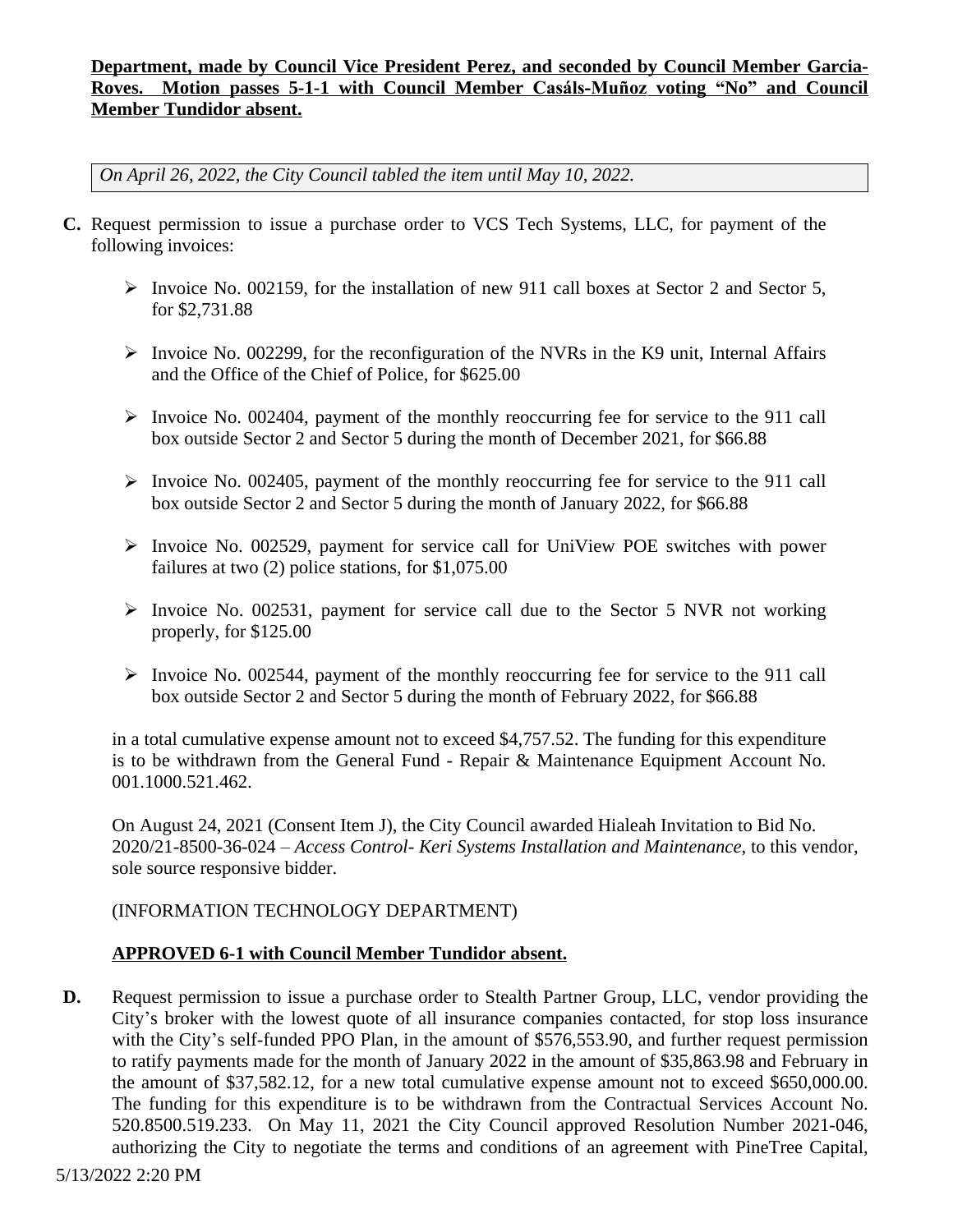**Department, made by Council Vice President Perez, and seconded by Council Member Garcia-Roves. Motion passes 5-1-1 with Council Member Casáls-Muñoz voting "No" and Council Member Tundidor absent.**

*On April 26, 2022, the City Council tabled the item until May 10, 2022.*

**C.** Request permission to issue a purchase order to VCS Tech Systems, LLC, for payment of the following invoices:

- Invoice No. 002159, for the installation of new 911 call boxes at Sector 2 and Sector 5, for $2,731.88
- Invoice No. 002299, for the reconfiguration of the NVRs in the K9 unit, Internal Affairs and the Office of the Chief of Police, for $625.00
- Invoice No. 002404, payment of the monthly reoccurring fee for service to the 911 call box outside Sector 2 and Sector 5 during the month of December 2021, for $66.88
- Invoice No. 002405, payment of the monthly reoccurring fee for service to the 911 call box outside Sector 2 and Sector 5 during the month of January 2022, for $66.88
- Invoice No. 002529, payment for service call for UniView POE switches with power failures at two (2) police stations, for $1,075.00
- Invoice No. 002531, payment for service call due to the Sector 5 NVR not working properly, for $125.00
- Invoice No. 002544, payment of the monthly reoccurring fee for service to the 911 call box outside Sector 2 and Sector 5 during the month of February 2022, for $66.88

in a total cumulative expense amount not to exceed $4,757.52. The funding for this expenditure is to be withdrawn from the General Fund - Repair & Maintenance Equipment Account No. 001.1000.521.462.

On August 24, 2021 (Consent Item J), the City Council awarded Hialeah Invitation to Bid No. 2020/21-8500-36-024 – *Access Control- Keri Systems Installation and Maintenance*, to this vendor, sole source responsive bidder.

(INFORMATION TECHNOLOGY DEPARTMENT)

**APPROVED 6-1 with Council Member Tundidor absent.**

**D.** Request permission to issue a purchase order to Stealth Partner Group, LLC, vendor providing the City's broker with the lowest quote of all insurance companies contacted, for stop loss insurance with the City's self-funded PPO Plan, in the amount of $576,553.90, and further request permission to ratify payments made for the month of January 2022 in the amount of $35,863.98 and February in the amount of $37,582.12, for a new total cumulative expense amount not to exceed $650,000.00. The funding for this expenditure is to be withdrawn from the Contractual Services Account No. 520.8500.519.233. On May 11, 2021 the City Council approved Resolution Number 2021-046, authorizing the City to negotiate the terms and conditions of an agreement with PineTree Capital,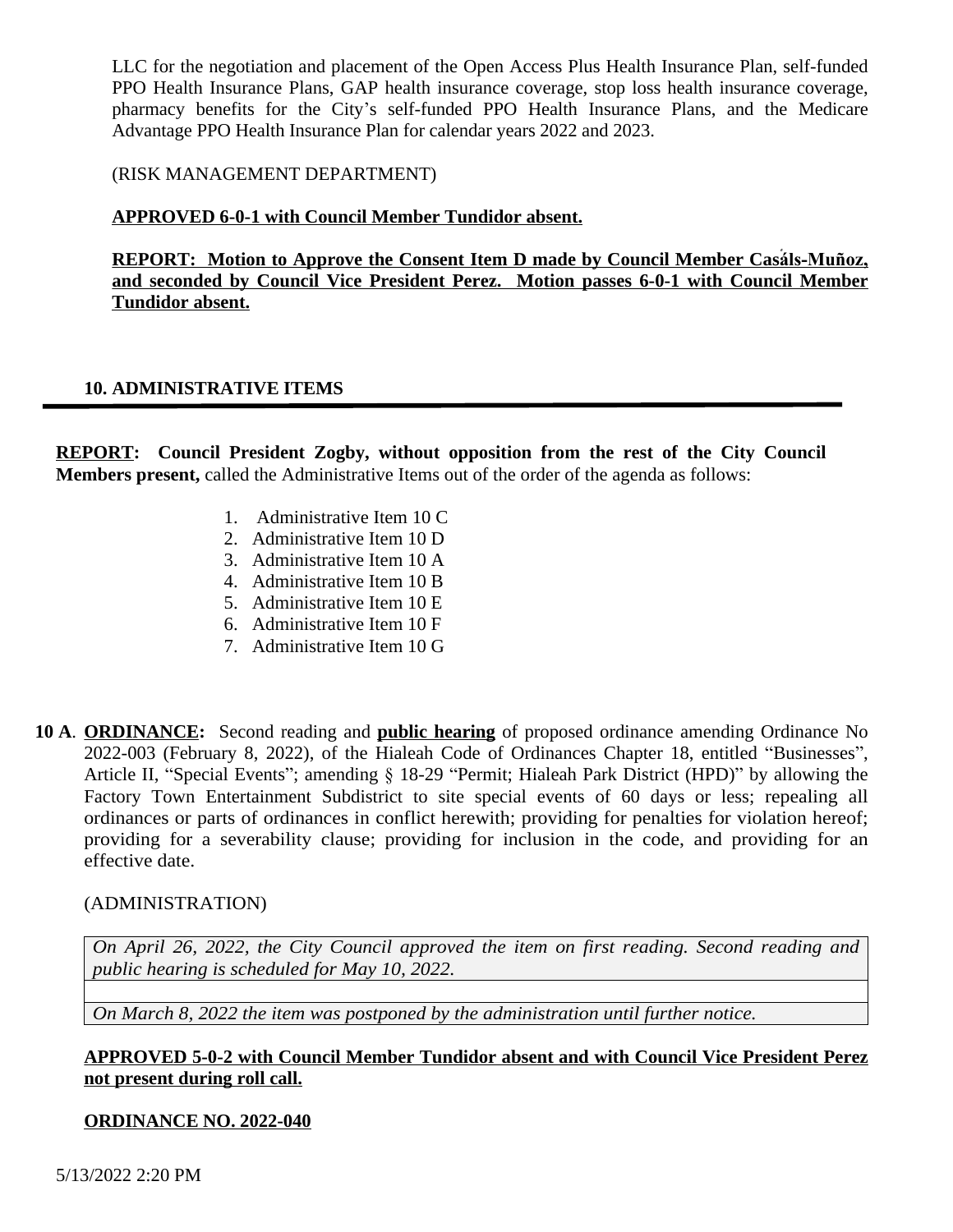LLC for the negotiation and placement of the Open Access Plus Health Insurance Plan, self-funded PPO Health Insurance Plans, GAP health insurance coverage, stop loss health insurance coverage, pharmacy benefits for the City's self-funded PPO Health Insurance Plans, and the Medicare Advantage PPO Health Insurance Plan for calendar years 2022 and 2023.

(RISK MANAGEMENT DEPARTMENT)

**APPROVED 6-0-1 with Council Member Tundidor absent.**

**REPORT: Motion to Approve the Consent Item D made by Council Member Casáls-Muñoz, and seconded by Council Vice President Perez. Motion passes 6-0-1 with Council Member Tundidor absent.**

## 10. ADMINISTRATIVE ITEMS

**REPORT: Council President Zogby, without opposition from the rest of the City Council Members present,** called the Administrative Items out of the order of the agenda as follows:

1. Administrative Item 10 C
2. Administrative Item 10 D
3. Administrative Item 10 A
4. Administrative Item 10 B
5. Administrative Item 10 E
6. Administrative Item 10 F
7. Administrative Item 10 G

**10 A**. **ORDINANCE:** Second reading and **public hearing** of proposed ordinance amending Ordinance No 2022-003 (February 8, 2022), of the Hialeah Code of Ordinances Chapter 18, entitled "Businesses", Article II, "Special Events"; amending § 18-29 "Permit; Hialeah Park District (HPD)" by allowing the Factory Town Entertainment Subdistrict to site special events of 60 days or less; repealing all ordinances or parts of ordinances in conflict herewith; providing for penalties for violation hereof; providing for a severability clause; providing for inclusion in the code, and providing for an effective date.

(ADMINISTRATION)

| *On April 26, 2022, the City Council approved the item on first reading. Second reading and public hearing is scheduled for May 10, 2022.* |
|---|
| |
| *On March 8, 2022 the item was postponed by the administration until further notice.* |

**APPROVED 5-0-2 with Council Member Tundidor absent and with Council Vice President Perez not present during roll call.**

**ORDINANCE NO. 2022-040**

5/13/2022 2:20 PM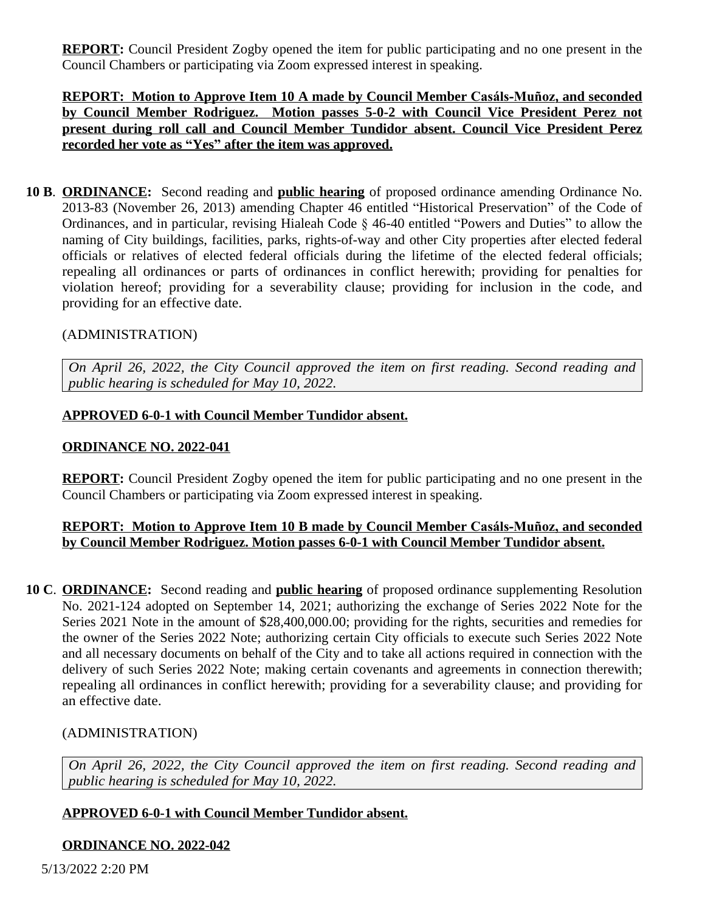**REPORT:** Council President Zogby opened the item for public participating and no one present in the Council Chambers or participating via Zoom expressed interest in speaking.

**REPORT: Motion to Approve Item 10 A made by Council Member Casáls-Muñoz, and seconded by Council Member Rodriguez. Motion passes 5-0-2 with Council Vice President Perez not present during roll call and Council Member Tundidor absent. Council Vice President Perez recorded her vote as "Yes" after the item was approved.**

**10 B**. **ORDINANCE:** Second reading and **public hearing** of proposed ordinance amending Ordinance No. 2013-83 (November 26, 2013) amending Chapter 46 entitled "Historical Preservation" of the Code of Ordinances, and in particular, revising Hialeah Code § 46-40 entitled "Powers and Duties" to allow the naming of City buildings, facilities, parks, rights-of-way and other City properties after elected federal officials or relatives of elected federal officials during the lifetime of the elected federal officials; repealing all ordinances or parts of ordinances in conflict herewith; providing for penalties for violation hereof; providing for a severability clause; providing for inclusion in the code, and providing for an effective date.

(ADMINISTRATION)

*On April 26, 2022, the City Council approved the item on first reading. Second reading and public hearing is scheduled for May 10, 2022.*

**APPROVED 6-0-1 with Council Member Tundidor absent.**

**ORDINANCE NO. 2022-041**

**REPORT:** Council President Zogby opened the item for public participating and no one present in the Council Chambers or participating via Zoom expressed interest in speaking.

**REPORT: Motion to Approve Item 10 B made by Council Member Casáls-Muñoz, and seconded by Council Member Rodriguez. Motion passes 6-0-1 with Council Member Tundidor absent.**

**10 C**. **ORDINANCE:** Second reading and **public hearing** of proposed ordinance supplementing Resolution No. 2021-124 adopted on September 14, 2021; authorizing the exchange of Series 2022 Note for the Series 2021 Note in the amount of $28,400,000.00; providing for the rights, securities and remedies for the owner of the Series 2022 Note; authorizing certain City officials to execute such Series 2022 Note and all necessary documents on behalf of the City and to take all actions required in connection with the delivery of such Series 2022 Note; making certain covenants and agreements in connection therewith; repealing all ordinances in conflict herewith; providing for a severability clause; and providing for an effective date.

(ADMINISTRATION)

*On April 26, 2022, the City Council approved the item on first reading. Second reading and public hearing is scheduled for May 10, 2022.*

**APPROVED 6-0-1 with Council Member Tundidor absent.**

**ORDINANCE NO. 2022-042**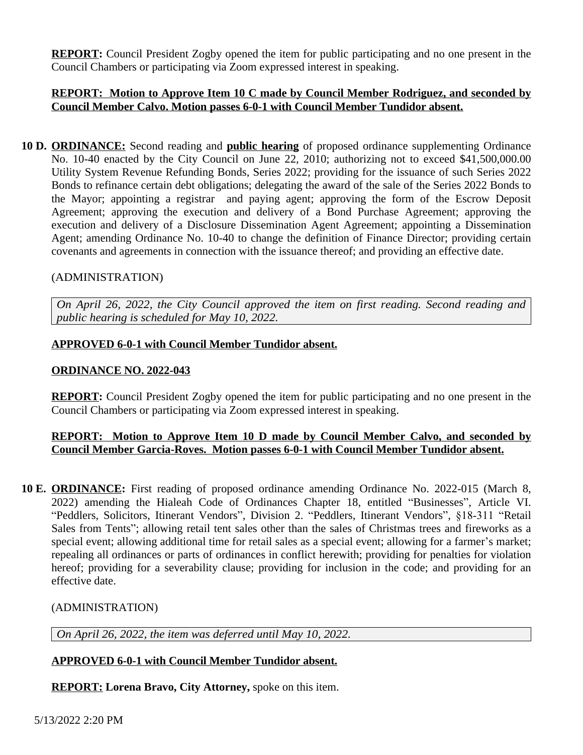**REPORT:** Council President Zogby opened the item for public participating and no one present in the Council Chambers or participating via Zoom expressed interest in speaking.

**REPORT: Motion to Approve Item 10 C made by Council Member Rodriguez, and seconded by Council Member Calvo. Motion passes 6-0-1 with Council Member Tundidor absent.**

**10 D. ORDINANCE:** Second reading and **public hearing** of proposed ordinance supplementing Ordinance No. 10-40 enacted by the City Council on June 22, 2010; authorizing not to exceed $41,500,000.00 Utility System Revenue Refunding Bonds, Series 2022; providing for the issuance of such Series 2022 Bonds to refinance certain debt obligations; delegating the award of the sale of the Series 2022 Bonds to the Mayor; appointing a registrar and paying agent; approving the form of the Escrow Deposit Agreement; approving the execution and delivery of a Bond Purchase Agreement; approving the execution and delivery of a Disclosure Dissemination Agent Agreement; appointing a Dissemination Agent; amending Ordinance No. 10-40 to change the definition of Finance Director; providing certain covenants and agreements in connection with the issuance thereof; and providing an effective date.

(ADMINISTRATION)

*On April 26, 2022, the City Council approved the item on first reading. Second reading and public hearing is scheduled for May 10, 2022.*

**APPROVED 6-0-1 with Council Member Tundidor absent.**

**ORDINANCE NO. 2022-043**

**REPORT:** Council President Zogby opened the item for public participating and no one present in the Council Chambers or participating via Zoom expressed interest in speaking.

**REPORT: Motion to Approve Item 10 D made by Council Member Calvo, and seconded by Council Member Garcia-Roves. Motion passes 6-0-1 with Council Member Tundidor absent.**

**10 E. ORDINANCE:** First reading of proposed ordinance amending Ordinance No. 2022-015 (March 8, 2022) amending the Hialeah Code of Ordinances Chapter 18, entitled "Businesses", Article VI. "Peddlers, Solicitors, Itinerant Vendors", Division 2. "Peddlers, Itinerant Vendors", §18-311 "Retail Sales from Tents"; allowing retail tent sales other than the sales of Christmas trees and fireworks as a special event; allowing additional time for retail sales as a special event; allowing for a farmer's market; repealing all ordinances or parts of ordinances in conflict herewith; providing for penalties for violation hereof; providing for a severability clause; providing for inclusion in the code; and providing for an effective date.

(ADMINISTRATION)

*On April 26, 2022, the item was deferred until May 10, 2022.*

**APPROVED 6-0-1 with Council Member Tundidor absent.**

**REPORT: Lorena Bravo, City Attorney,** spoke on this item.

5/13/2022 2:20 PM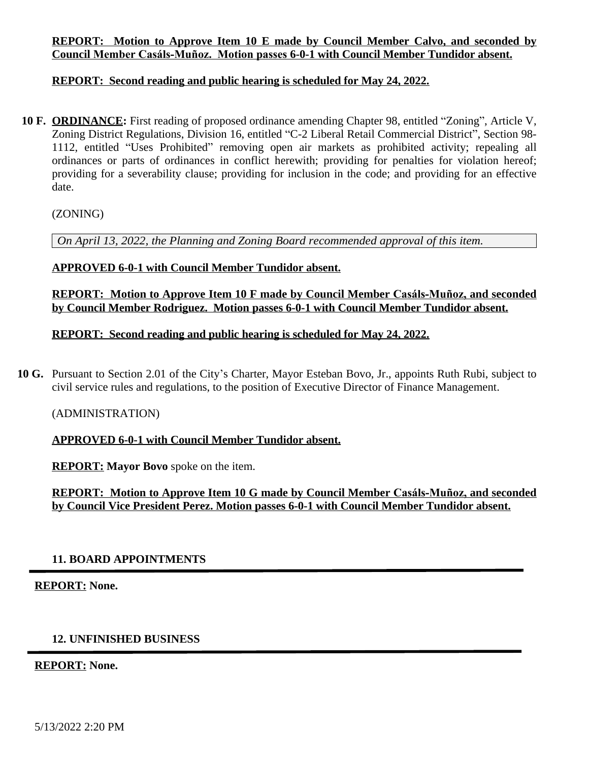**REPORT: Motion to Approve Item 10 E made by Council Member Calvo, and seconded by Council Member Casáls-Muñoz. Motion passes 6-0-1 with Council Member Tundidor absent.**

**REPORT: Second reading and public hearing is scheduled for May 24, 2022.**

**10 F. ORDINANCE:** First reading of proposed ordinance amending Chapter 98, entitled "Zoning", Article V, Zoning District Regulations, Division 16, entitled "C-2 Liberal Retail Commercial District", Section 98-1112, entitled "Uses Prohibited" removing open air markets as prohibited activity; repealing all ordinances or parts of ordinances in conflict herewith; providing for penalties for violation hereof; providing for a severability clause; providing for inclusion in the code; and providing for an effective date.

(ZONING)

*On April 13, 2022, the Planning and Zoning Board recommended approval of this item.*

**APPROVED 6-0-1 with Council Member Tundidor absent.**

**REPORT: Motion to Approve Item 10 F made by Council Member Casáls-Muñoz, and seconded by Council Member Rodriguez. Motion passes 6-0-1 with Council Member Tundidor absent.**

**REPORT: Second reading and public hearing is scheduled for May 24, 2022.**

**10 G.** Pursuant to Section 2.01 of the City's Charter, Mayor Esteban Bovo, Jr., appoints Ruth Rubi, subject to civil service rules and regulations, to the position of Executive Director of Finance Management.

(ADMINISTRATION)

**APPROVED 6-0-1 with Council Member Tundidor absent.**

**REPORT: Mayor Bovo** spoke on the item.

**REPORT: Motion to Approve Item 10 G made by Council Member Casáls-Muñoz, and seconded by Council Vice President Perez. Motion passes 6-0-1 with Council Member Tundidor absent.**

## 11. BOARD APPOINTMENTS

**REPORT: None.**

## 12. UNFINISHED BUSINESS

**REPORT: None.**

5/13/2022 2:20 PM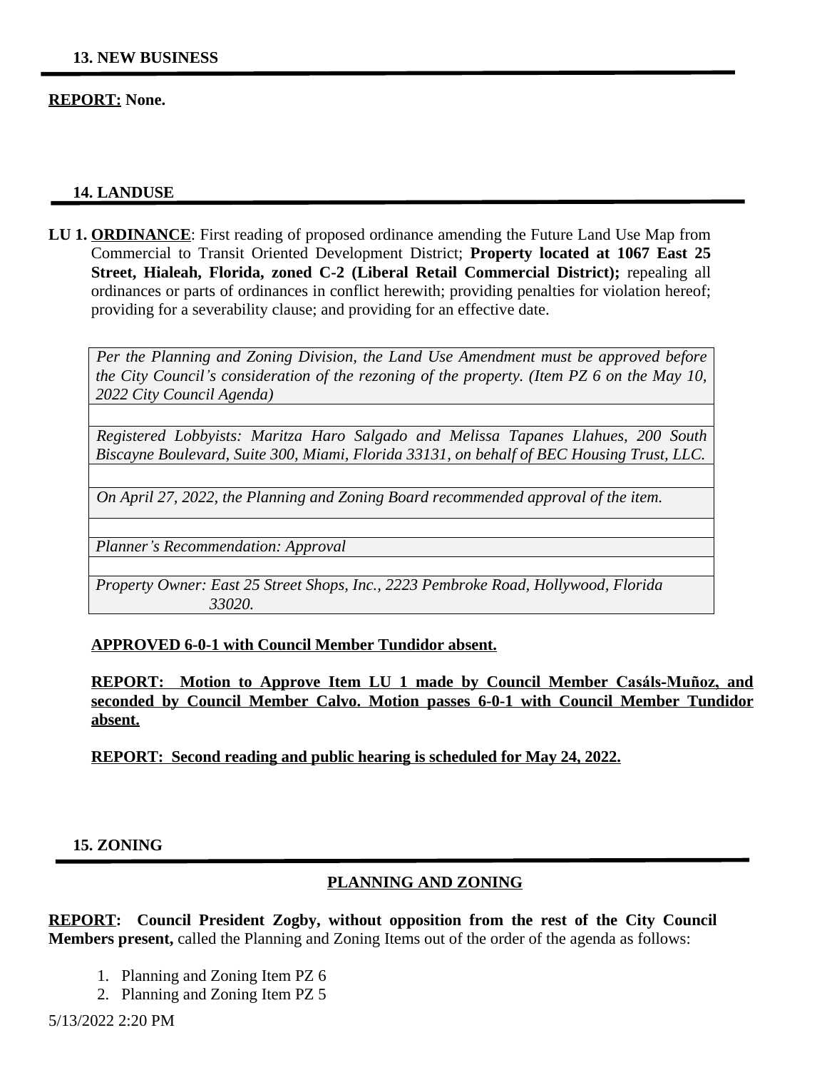## 13. NEW BUSINESS

**<u>REPORT:</u> None.**

## 14. LANDUSE

**LU 1. <u>ORDINANCE</u>**: First reading of proposed ordinance amending the Future Land Use Map from Commercial to Transit Oriented Development District; **Property located at 1067 East 25 Street, Hialeah, Florida, zoned C-2 (Liberal Retail Commercial District);** repealing all ordinances or parts of ordinances in conflict herewith; providing penalties for violation hereof; providing for a severability clause; and providing for an effective date.

| |
|---|
| *Per the Planning and Zoning Division, the Land Use Amendment must be approved before the City Council's consideration of the rezoning of the property. (Item PZ 6 on the May 10, 2022 City Council Agenda)* |
| |
| *Registered Lobbyists: Maritza Haro Salgado and Melissa Tapanes Llahues, 200 South Biscayne Boulevard, Suite 300, Miami, Florida 33131, on behalf of BEC Housing Trust, LLC.* |
| |
| *On April 27, 2022, the Planning and Zoning Board recommended approval of the item.* |
| |
| *Planner's Recommendation: Approval* |
| |
| *Property Owner: East 25 Street Shops, Inc., 2223 Pembroke Road, Hollywood, Florida 33020.* |

**<u>APPROVED 6-0-1 with Council Member Tundidor absent.</u>**

**<u>REPORT: Motion to Approve Item LU 1 made by Council Member Casáls-Muñoz, and seconded by Council Member Calvo. Motion passes 6-0-1 with Council Member Tundidor absent.</u>**

**<u>REPORT: Second reading and public hearing is scheduled for May 24, 2022.</u>**

## 15. ZONING

**<u>PLANNING AND ZONING</u>**

**<u>REPORT</u>: Council President Zogby, without opposition from the rest of the City Council Members present,** called the Planning and Zoning Items out of the order of the agenda as follows:

1. Planning and Zoning Item PZ 6
2. Planning and Zoning Item PZ 5

5/13/2022 2:20 PM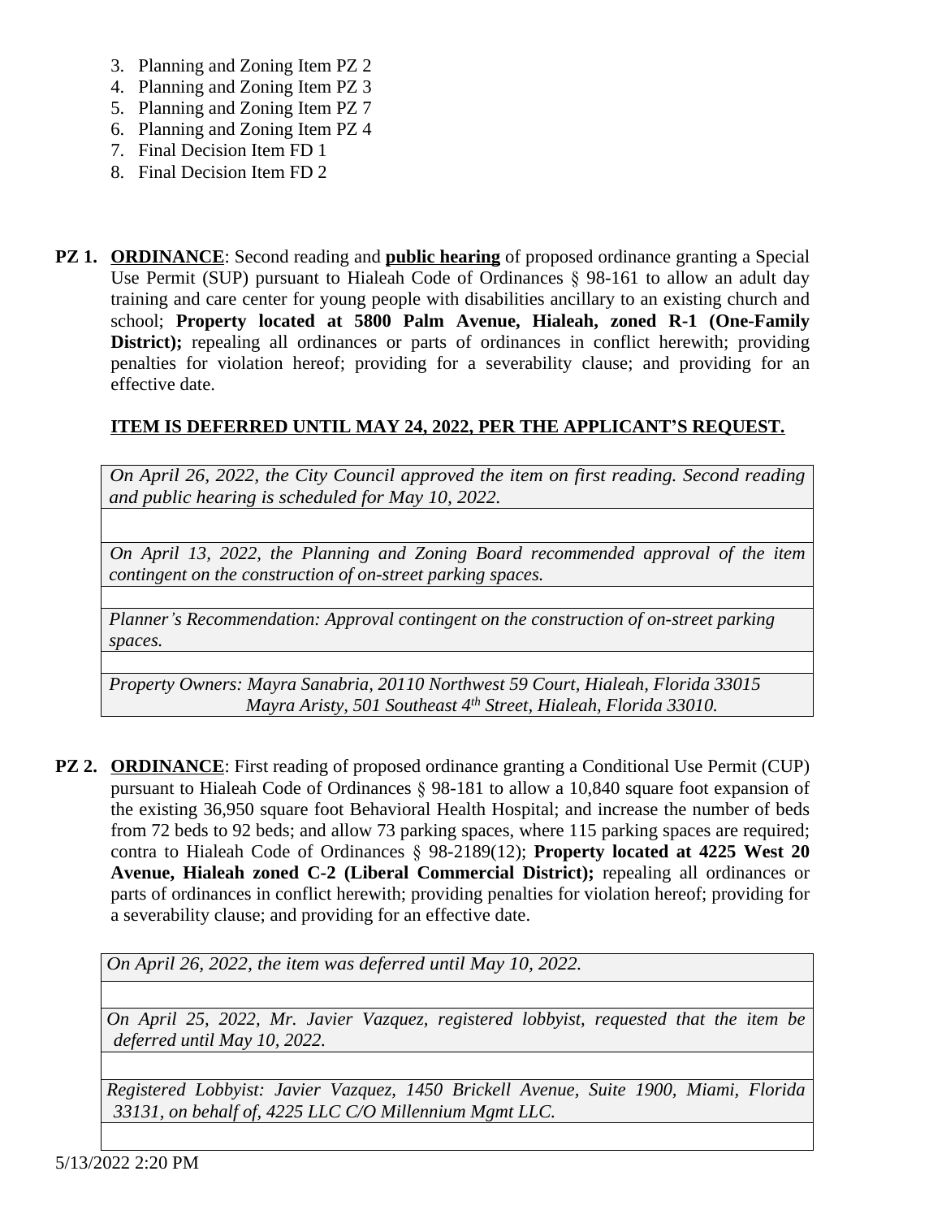3. Planning and Zoning Item PZ 2
4. Planning and Zoning Item PZ 3
5. Planning and Zoning Item PZ 7
6. Planning and Zoning Item PZ 4
7. Final Decision Item FD 1
8. Final Decision Item FD 2

**PZ 1.** **ORDINANCE**: Second reading and **public hearing** of proposed ordinance granting a Special Use Permit (SUP) pursuant to Hialeah Code of Ordinances § 98-161 to allow an adult day training and care center for young people with disabilities ancillary to an existing church and school; **Property located at 5800 Palm Avenue, Hialeah, zoned R-1 (One-Family District);** repealing all ordinances or parts of ordinances in conflict herewith; providing penalties for violation hereof; providing for a severability clause; and providing for an effective date.

**ITEM IS DEFERRED UNTIL MAY 24, 2022, PER THE APPLICANT'S REQUEST.**

| |
|---|
| *On April 26, 2022, the City Council approved the item on first reading. Second reading and public hearing is scheduled for May 10, 2022.* |
| |
| *On April 13, 2022, the Planning and Zoning Board recommended approval of the item contingent on the construction of on-street parking spaces.* |
| |
| *Planner's Recommendation: Approval contingent on the construction of on-street parking spaces.* |
| |
| *Property Owners: Mayra Sanabria, 20110 Northwest 59 Court, Hialeah, Florida 33015 Mayra Aristy, 501 Southeast 4th Street, Hialeah, Florida 33010.* |

**PZ 2.** **ORDINANCE**: First reading of proposed ordinance granting a Conditional Use Permit (CUP) pursuant to Hialeah Code of Ordinances § 98-181 to allow a 10,840 square foot expansion of the existing 36,950 square foot Behavioral Health Hospital; and increase the number of beds from 72 beds to 92 beds; and allow 73 parking spaces, where 115 parking spaces are required; contra to Hialeah Code of Ordinances § 98-2189(12); **Property located at 4225 West 20 Avenue, Hialeah zoned C-2 (Liberal Commercial District);** repealing all ordinances or parts of ordinances in conflict herewith; providing penalties for violation hereof; providing for a severability clause; and providing for an effective date.

| |
|---|
| *On April 26, 2022, the item was deferred until May 10, 2022.* |
| |
| *On April 25, 2022, Mr. Javier Vazquez, registered lobbyist, requested that the item be deferred until May 10, 2022.* |
| |
| *Registered Lobbyist: Javier Vazquez, 1450 Brickell Avenue, Suite 1900, Miami, Florida 33131, on behalf of, 4225 LLC C/O Millennium Mgmt LLC.* |
| |

5/13/2022 2:20 PM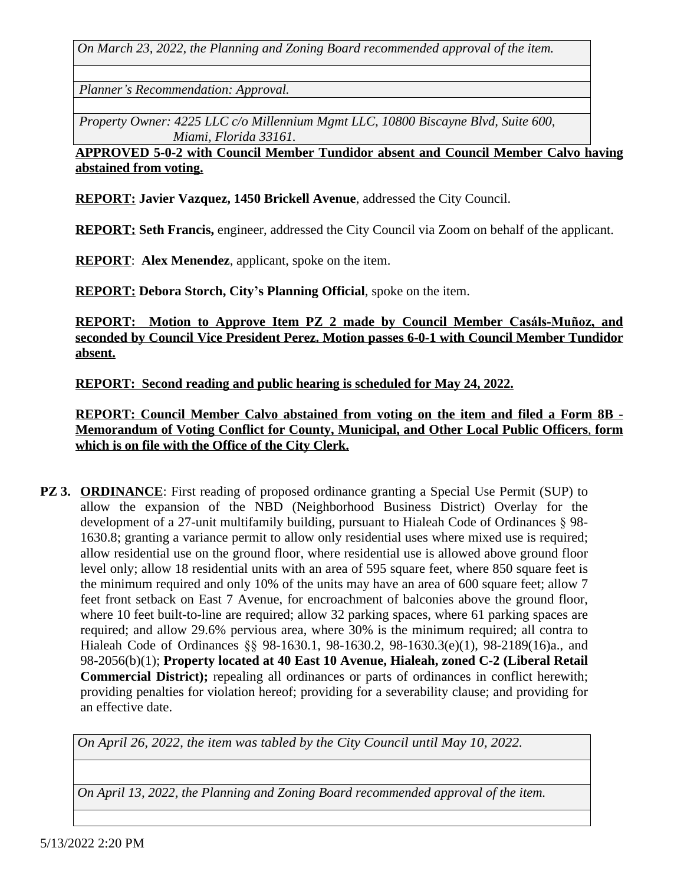*On March 23, 2022, the Planning and Zoning Board recommended approval of the item.*

*Planner's Recommendation: Approval.*

*Property Owner: 4225 LLC c/o Millennium Mgmt LLC, 10800 Biscayne Blvd, Suite 600, Miami, Florida 33161.*

**APPROVED 5-0-2 with Council Member Tundidor absent and Council Member Calvo having abstained from voting.**

**REPORT:** **Javier Vazquez, 1450 Brickell Avenue**, addressed the City Council.

**REPORT:** **Seth Francis,** engineer, addressed the City Council via Zoom on behalf of the applicant.

**REPORT**: **Alex Menendez**, applicant, spoke on the item.

**REPORT:** **Debora Storch, City's Planning Official**, spoke on the item.

**REPORT: Motion to Approve Item PZ 2 made by Council Member Casáls-Muñoz, and seconded by Council Vice President Perez. Motion passes 6-0-1 with Council Member Tundidor absent.**

**REPORT: Second reading and public hearing is scheduled for May 24, 2022.**

**REPORT: Council Member Calvo abstained from voting on the item and filed a Form 8B - Memorandum of Voting Conflict for County, Municipal, and Other Local Public Officers, form which is on file with the Office of the City Clerk.**

**PZ 3.** **ORDINANCE**: First reading of proposed ordinance granting a Special Use Permit (SUP) to allow the expansion of the NBD (Neighborhood Business District) Overlay for the development of a 27-unit multifamily building, pursuant to Hialeah Code of Ordinances § 98-1630.8; granting a variance permit to allow only residential uses where mixed use is required; allow residential use on the ground floor, where residential use is allowed above ground floor level only; allow 18 residential units with an area of 595 square feet, where 850 square feet is the minimum required and only 10% of the units may have an area of 600 square feet; allow 7 feet front setback on East 7 Avenue, for encroachment of balconies above the ground floor, where 10 feet built-to-line are required; allow 32 parking spaces, where 61 parking spaces are required; and allow 29.6% pervious area, where 30% is the minimum required; all contra to Hialeah Code of Ordinances §§ 98-1630.1, 98-1630.2, 98-1630.3(e)(1), 98-2189(16)a., and 98-2056(b)(1); **Property located at 40 East 10 Avenue, Hialeah, zoned C-2 (Liberal Retail Commercial District);** repealing all ordinances or parts of ordinances in conflict herewith; providing penalties for violation hereof; providing for a severability clause; and providing for an effective date.

*On April 26, 2022, the item was tabled by the City Council until May 10, 2022.*

*On April 13, 2022, the Planning and Zoning Board recommended approval of the item.*

5/13/2022 2:20 PM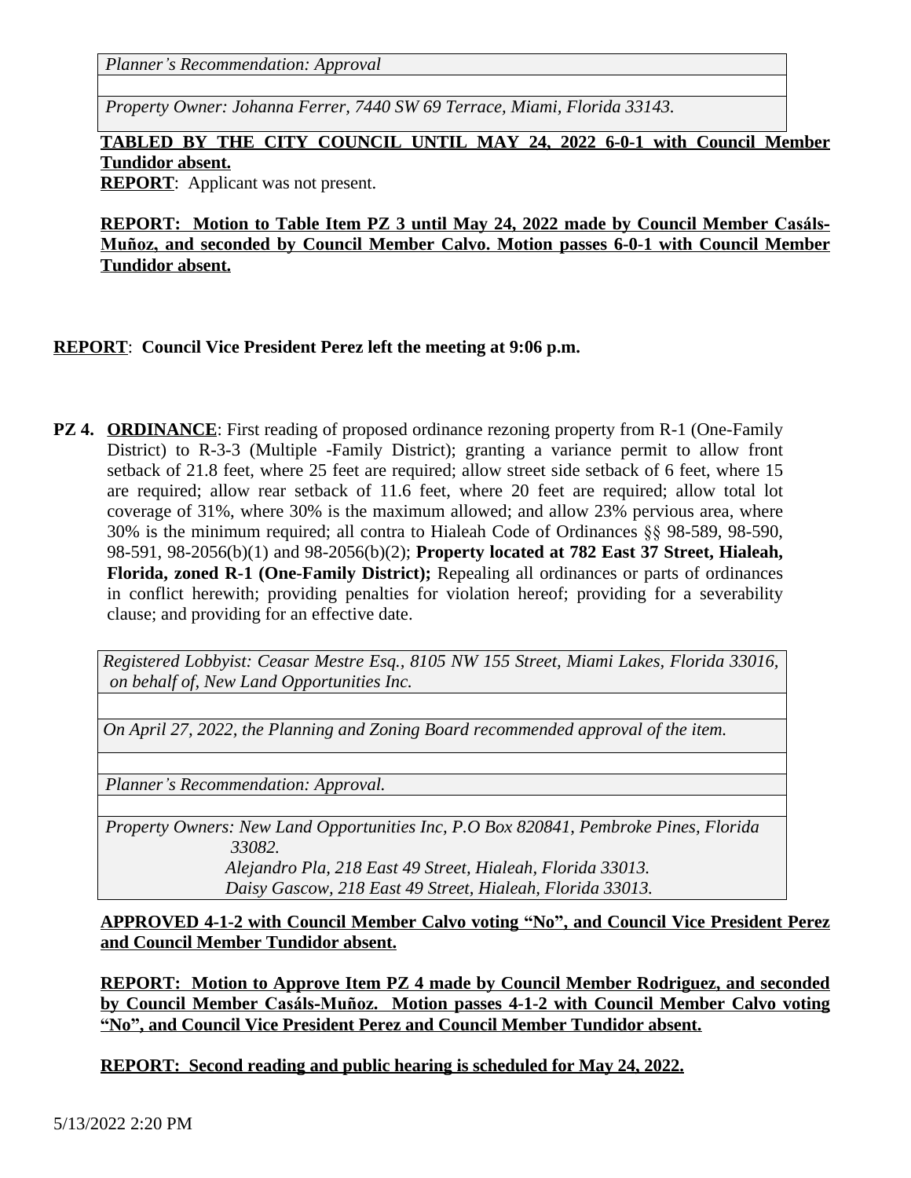*Planner's Recommendation: Approval*

*Property Owner: Johanna Ferrer, 7440 SW 69 Terrace, Miami, Florida 33143.*

**TABLED BY THE CITY COUNCIL UNTIL MAY 24, 2022 6-0-1 with Council Member Tundidor absent.**

**REPORT**: Applicant was not present.

**REPORT: Motion to Table Item PZ 3 until May 24, 2022 made by Council Member Casáls-Muñoz, and seconded by Council Member Calvo. Motion passes 6-0-1 with Council Member Tundidor absent.**

**REPORT**: **Council Vice President Perez left the meeting at 9:06 p.m.**

**PZ 4. ORDINANCE**: First reading of proposed ordinance rezoning property from R-1 (One-Family District) to R-3-3 (Multiple -Family District); granting a variance permit to allow front setback of 21.8 feet, where 25 feet are required; allow street side setback of 6 feet, where 15 are required; allow rear setback of 11.6 feet, where 20 feet are required; allow total lot coverage of 31%, where 30% is the maximum allowed; and allow 23% pervious area, where 30% is the minimum required; all contra to Hialeah Code of Ordinances §§ 98-589, 98-590, 98-591, 98-2056(b)(1) and 98-2056(b)(2); **Property located at 782 East 37 Street, Hialeah, Florida, zoned R-1 (One-Family District);** Repealing all ordinances or parts of ordinances in conflict herewith; providing penalties for violation hereof; providing for a severability clause; and providing for an effective date.

*Registered Lobbyist: Ceasar Mestre Esq., 8105 NW 155 Street, Miami Lakes, Florida 33016, on behalf of, New Land Opportunities Inc.*

*On April 27, 2022, the Planning and Zoning Board recommended approval of the item.*

*Planner's Recommendation: Approval.*

*Property Owners: New Land Opportunities Inc, P.O Box 820841, Pembroke Pines, Florida 33082.*
*Alejandro Pla, 218 East 49 Street, Hialeah, Florida 33013.*
*Daisy Gascow, 218 East 49 Street, Hialeah, Florida 33013.*

**APPROVED 4-1-2 with Council Member Calvo voting "No", and Council Vice President Perez and Council Member Tundidor absent.**

**REPORT: Motion to Approve Item PZ 4 made by Council Member Rodriguez, and seconded by Council Member Casáls-Muñoz. Motion passes 4-1-2 with Council Member Calvo voting "No", and Council Vice President Perez and Council Member Tundidor absent.**

**REPORT: Second reading and public hearing is scheduled for May 24, 2022.**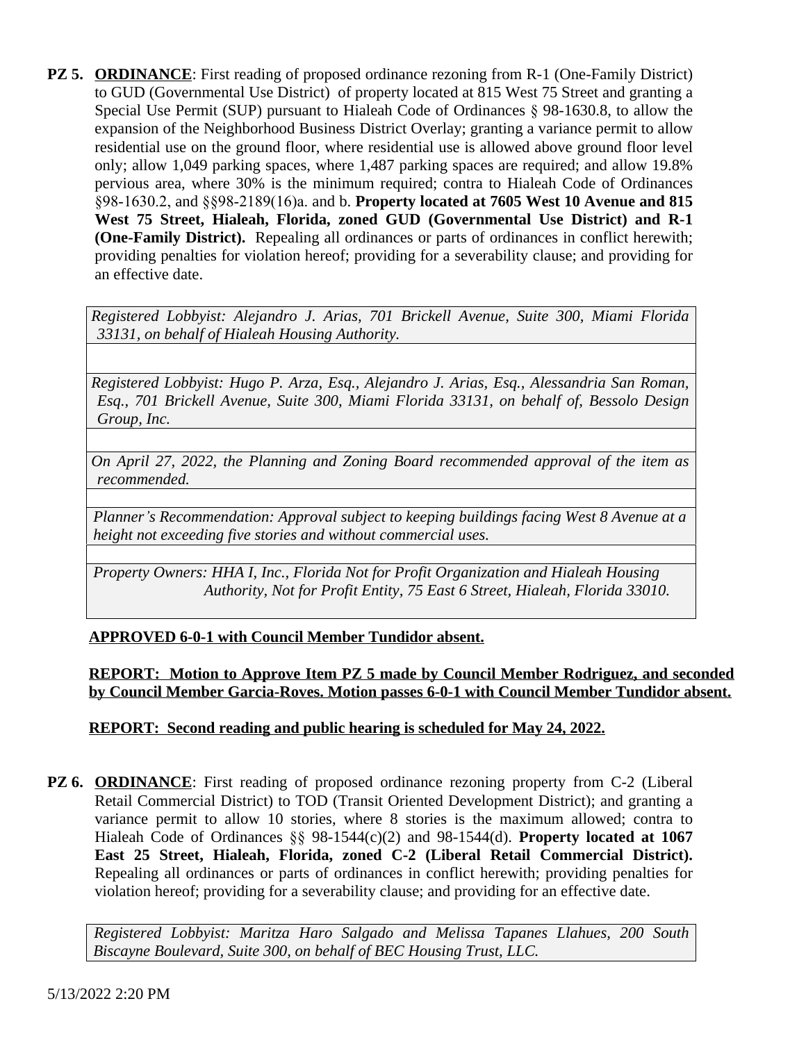**PZ 5.** **ORDINANCE**: First reading of proposed ordinance rezoning from R-1 (One-Family District) to GUD (Governmental Use District) of property located at 815 West 75 Street and granting a Special Use Permit (SUP) pursuant to Hialeah Code of Ordinances § 98-1630.8, to allow the expansion of the Neighborhood Business District Overlay; granting a variance permit to allow residential use on the ground floor, where residential use is allowed above ground floor level only; allow 1,049 parking spaces, where 1,487 parking spaces are required; and allow 19.8% pervious area, where 30% is the minimum required; contra to Hialeah Code of Ordinances §98-1630.2, and §§98-2189(16)a. and b. **Property located at 7605 West 10 Avenue and 815 West 75 Street, Hialeah, Florida, zoned GUD (Governmental Use District) and R-1 (One-Family District).** Repealing all ordinances or parts of ordinances in conflict herewith; providing penalties for violation hereof; providing for a severability clause; and providing for an effective date.

*Registered Lobbyist: Alejandro J. Arias, 701 Brickell Avenue, Suite 300, Miami Florida 33131, on behalf of Hialeah Housing Authority.*

*Registered Lobbyist: Hugo P. Arza, Esq., Alejandro J. Arias, Esq., Alessandria San Roman, Esq., 701 Brickell Avenue, Suite 300, Miami Florida 33131, on behalf of, Bessolo Design Group, Inc.*

*On April 27, 2022, the Planning and Zoning Board recommended approval of the item as recommended.*

*Planner's Recommendation: Approval subject to keeping buildings facing West 8 Avenue at a height not exceeding five stories and without commercial uses.*

*Property Owners: HHA I, Inc., Florida Not for Profit Organization and Hialeah Housing Authority, Not for Profit Entity, 75 East 6 Street, Hialeah, Florida 33010.*

**APPROVED 6-0-1 with Council Member Tundidor absent.**

**REPORT: Motion to Approve Item PZ 5 made by Council Member Rodriguez, and seconded by Council Member Garcia-Roves. Motion passes 6-0-1 with Council Member Tundidor absent.**

**REPORT: Second reading and public hearing is scheduled for May 24, 2022.**

**PZ 6.** **ORDINANCE**: First reading of proposed ordinance rezoning property from C-2 (Liberal Retail Commercial District) to TOD (Transit Oriented Development District); and granting a variance permit to allow 10 stories, where 8 stories is the maximum allowed; contra to Hialeah Code of Ordinances §§ 98-1544(c)(2) and 98-1544(d). **Property located at 1067 East 25 Street, Hialeah, Florida, zoned C-2 (Liberal Retail Commercial District).** Repealing all ordinances or parts of ordinances in conflict herewith; providing penalties for violation hereof; providing for a severability clause; and providing for an effective date.

*Registered Lobbyist: Maritza Haro Salgado and Melissa Tapanes Llahues, 200 South Biscayne Boulevard, Suite 300, on behalf of BEC Housing Trust, LLC.*

5/13/2022 2:20 PM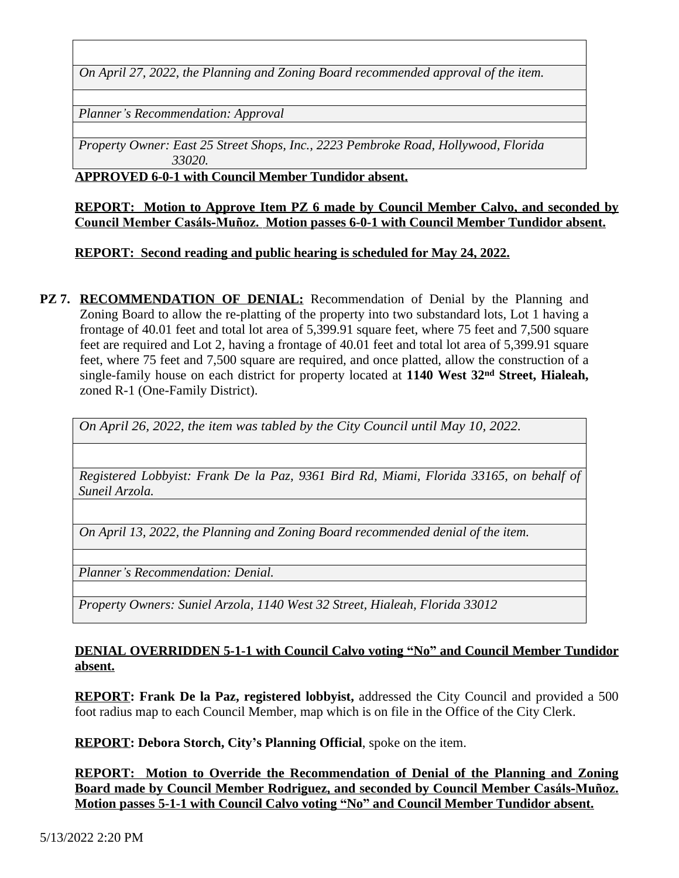| |
|---|
| |
| *On April 27, 2022, the Planning and Zoning Board recommended approval of the item.* |
| |
| *Planner's Recommendation: Approval* |
| |
| *Property Owner: East 25 Street Shops, Inc., 2223 Pembroke Road, Hollywood, Florida 33020.* |

**APPROVED 6-0-1 with Council Member Tundidor absent.**

**REPORT: Motion to Approve Item PZ 6 made by Council Member Calvo, and seconded by Council Member Casáls-Muñoz. Motion passes 6-0-1 with Council Member Tundidor absent.**

**REPORT: Second reading and public hearing is scheduled for May 24, 2022.**

**PZ 7. RECOMMENDATION OF DENIAL:** Recommendation of Denial by the Planning and Zoning Board to allow the re-platting of the property into two substandard lots, Lot 1 having a frontage of 40.01 feet and total lot area of 5,399.91 square feet, where 75 feet and 7,500 square feet are required and Lot 2, having a frontage of 40.01 feet and total lot area of 5,399.91 square feet, where 75 feet and 7,500 square are required, and once platted, allow the construction of a single-family house on each district for property located at **1140 West 32nd Street, Hialeah,** zoned R-1 (One-Family District).

| |
|---|
| *On April 26, 2022, the item was tabled by the City Council until May 10, 2022.* |
| |
| *Registered Lobbyist: Frank De la Paz, 9361 Bird Rd, Miami, Florida 33165, on behalf of Suneil Arzola.* |
| |
| *On April 13, 2022, the Planning and Zoning Board recommended denial of the item.* |
| |
| *Planner's Recommendation: Denial.* |
| |
| *Property Owners: Suniel Arzola, 1140 West 32 Street, Hialeah, Florida 33012* |

**DENIAL OVERRIDDEN 5-1-1 with Council Calvo voting "No" and Council Member Tundidor absent.**

**REPORT: Frank De la Paz, registered lobbyist,** addressed the City Council and provided a 500 foot radius map to each Council Member, map which is on file in the Office of the City Clerk.

**REPORT: Debora Storch, City's Planning Official**, spoke on the item.

**REPORT: Motion to Override the Recommendation of Denial of the Planning and Zoning Board made by Council Member Rodriguez, and seconded by Council Member Casáls-Muñoz. Motion passes 5-1-1 with Council Calvo voting "No" and Council Member Tundidor absent.**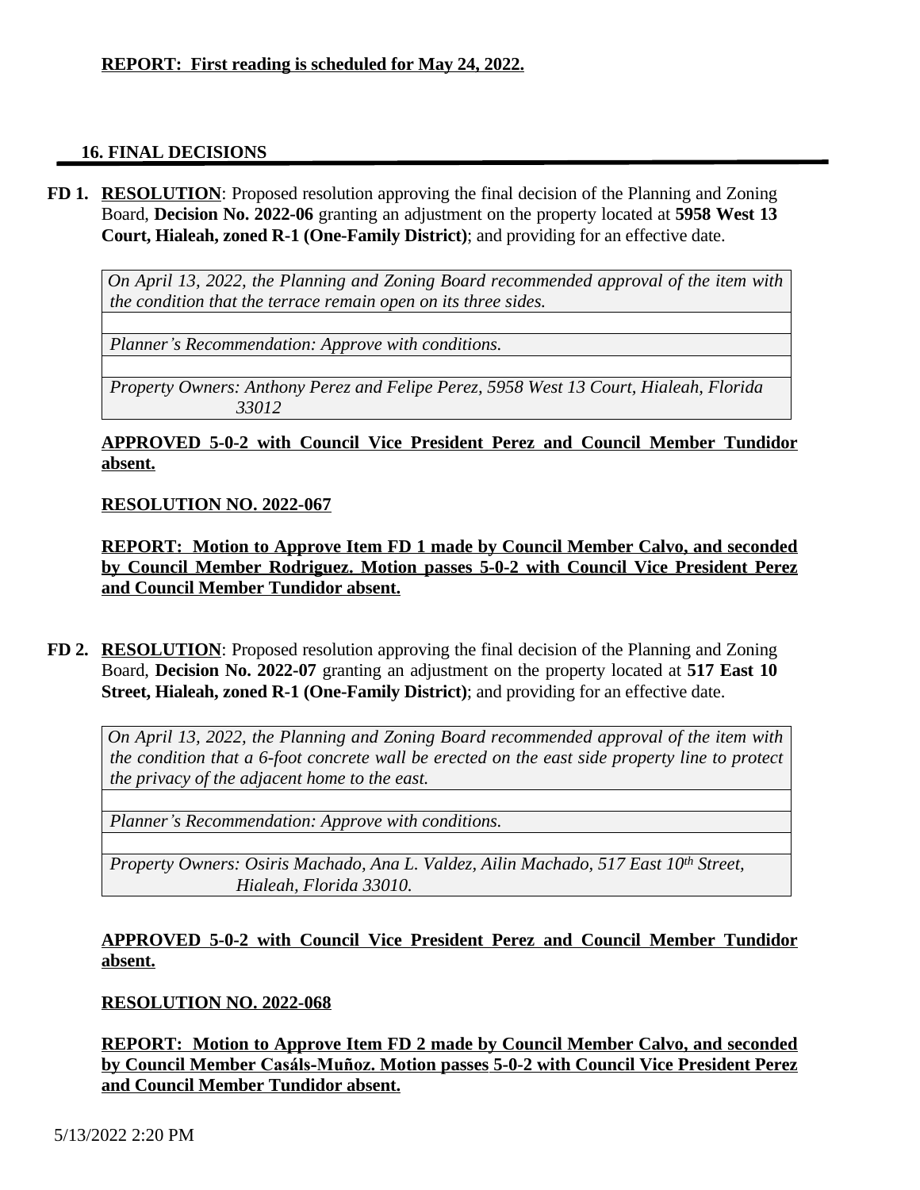**REPORT: First reading is scheduled for May 24, 2022.**

## 16. FINAL DECISIONS

**FD 1.** **RESOLUTION**: Proposed resolution approving the final decision of the Planning and Zoning Board, **Decision No. 2022-06** granting an adjustment on the property located at **5958 West 13 Court, Hialeah, zoned R-1 (One-Family District)**; and providing for an effective date.

| |
|---|
| *On April 13, 2022, the Planning and Zoning Board recommended approval of the item with the condition that the terrace remain open on its three sides.* |
| |
| *Planner's Recommendation: Approve with conditions.* |
| |
| *Property Owners: Anthony Perez and Felipe Perez, 5958 West 13 Court, Hialeah, Florida 33012* |

**APPROVED 5-0-2 with Council Vice President Perez and Council Member Tundidor absent.**

**RESOLUTION NO. 2022-067**

**REPORT: Motion to Approve Item FD 1 made by Council Member Calvo, and seconded by Council Member Rodriguez. Motion passes 5-0-2 with Council Vice President Perez and Council Member Tundidor absent.**

**FD 2.** **RESOLUTION**: Proposed resolution approving the final decision of the Planning and Zoning Board, **Decision No. 2022-07** granting an adjustment on the property located at **517 East 10 Street, Hialeah, zoned R-1 (One-Family District)**; and providing for an effective date.

| |
|---|
| *On April 13, 2022, the Planning and Zoning Board recommended approval of the item with the condition that a 6-foot concrete wall be erected on the east side property line to protect the privacy of the adjacent home to the east.* |
| |
| *Planner's Recommendation: Approve with conditions.* |
| |
| *Property Owners: Osiris Machado, Ana L. Valdez, Ailin Machado, 517 East 10th Street, Hialeah, Florida 33010.* |

**APPROVED 5-0-2 with Council Vice President Perez and Council Member Tundidor absent.**

**RESOLUTION NO. 2022-068**

**REPORT: Motion to Approve Item FD 2 made by Council Member Calvo, and seconded by Council Member Casáls-Muñoz. Motion passes 5-0-2 with Council Vice President Perez and Council Member Tundidor absent.**

5/13/2022 2:20 PM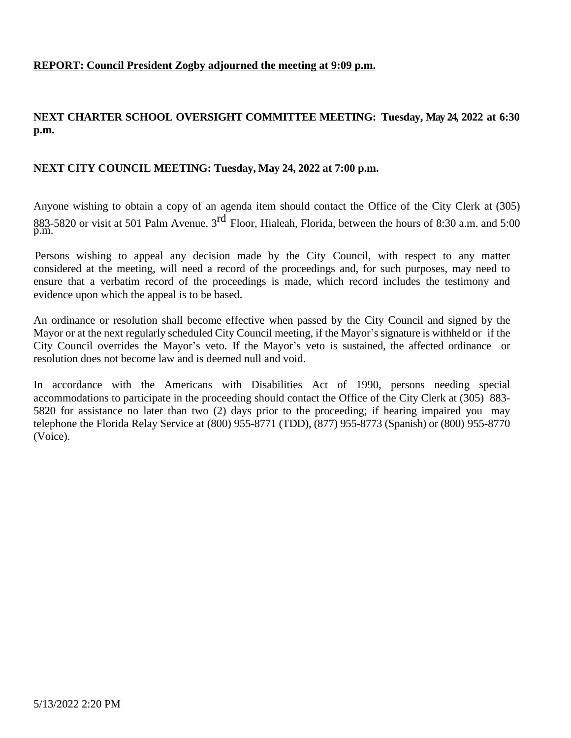**REPORT: Council President Zogby adjourned the meeting at 9:09 p.m.**

**NEXT CHARTER SCHOOL OVERSIGHT COMMITTEE MEETING: Tuesday, May 24, 2022 at 6:30 p.m.**

**NEXT CITY COUNCIL MEETING: Tuesday, May 24, 2022 at 7:00 p.m.**

Anyone wishing to obtain a copy of an agenda item should contact the Office of the City Clerk at (305) 883-5820 or visit at 501 Palm Avenue, 3rd Floor, Hialeah, Florida, between the hours of 8:30 a.m. and 5:00 p.m.

Persons wishing to appeal any decision made by the City Council, with respect to any matter considered at the meeting, will need a record of the proceedings and, for such purposes, may need to ensure that a verbatim record of the proceedings is made, which record includes the testimony and evidence upon which the appeal is to be based.

An ordinance or resolution shall become effective when passed by the City Council and signed by the Mayor or at the next regularly scheduled City Council meeting, if the Mayor's signature is withheld or if the City Council overrides the Mayor's veto. If the Mayor's veto is sustained, the affected ordinance or resolution does not become law and is deemed null and void.

In accordance with the Americans with Disabilities Act of 1990, persons needing special accommodations to participate in the proceeding should contact the Office of the City Clerk at (305) 883-5820 for assistance no later than two (2) days prior to the proceeding; if hearing impaired you may telephone the Florida Relay Service at (800) 955-8771 (TDD), (877) 955-8773 (Spanish) or (800) 955-8770 (Voice).

5/13/2022 2:20 PM